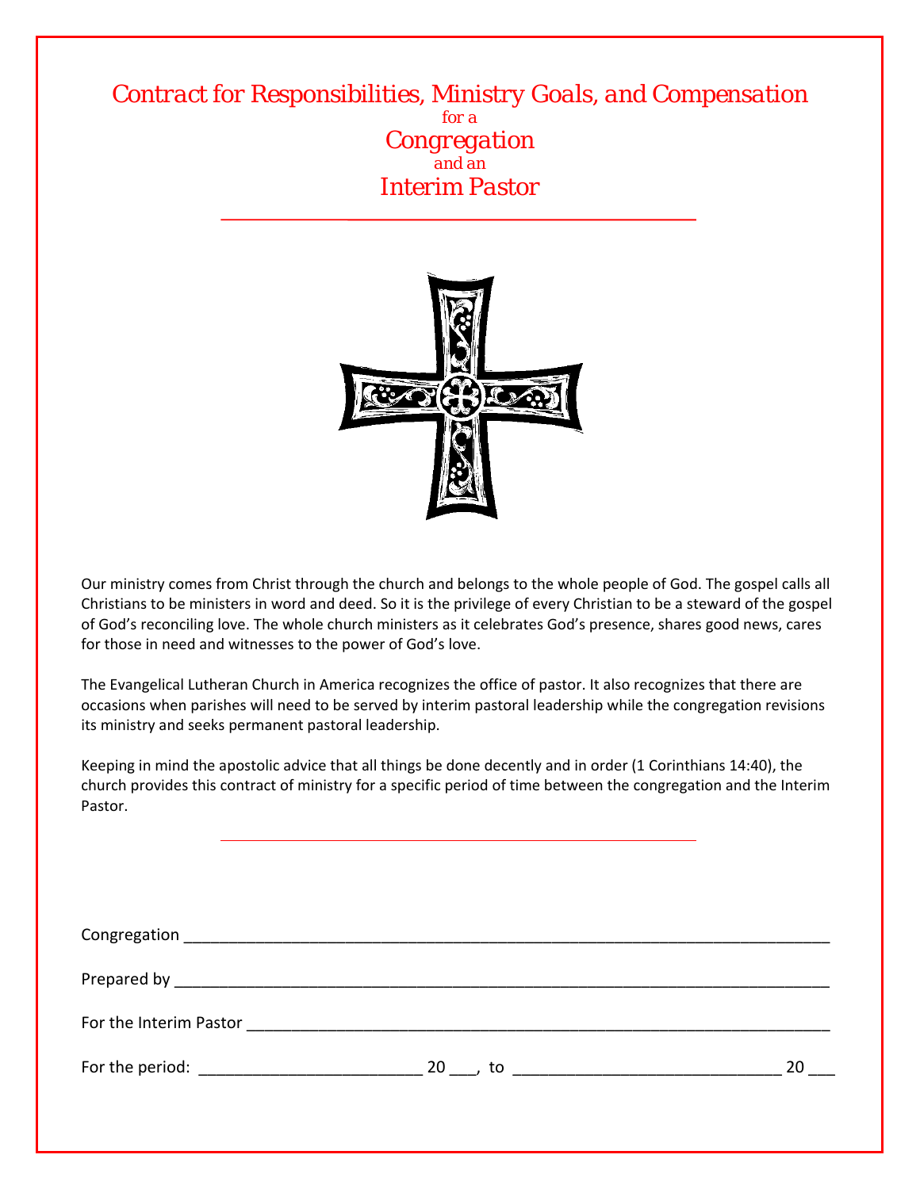# *Contract for Responsibilities, Ministry Goals, and Compensation*

*for a*

*Congregation*

*and an*

*Interim Pastor*

---

Our ministry comes from Christ through the church and belongs to the whole people of God. The gospel calls all Christians to be ministers in word and deed. So it is the privilege of every Christian to be a steward of the gospel of God's reconciling love. The whole church ministers as it celebrates God's presence, shares good news, cares for those in need and witnesses to the power of God's love.

The Evangelical Lutheran Church in America recognizes the office of pastor. It also recognizes that there are occasions when parishes will need to be served by interim pastoral leadership while the congregation revisions its ministry and seeks permanent pastoral leadership.

Keeping in mind the apostolic advice that all things be done decently and in order (1 Corinthians 14:40), the church provides this contract of ministry for a specific period of time between the congregation and the Interim Pastor.

---

Congregation ___________________________________________________________________________

Prepared by ___________________________________________________________________________

For the Interim Pastor ____________________________________________________________________

For the period: _________________________ 20 ___, to ______________________________ 20 ___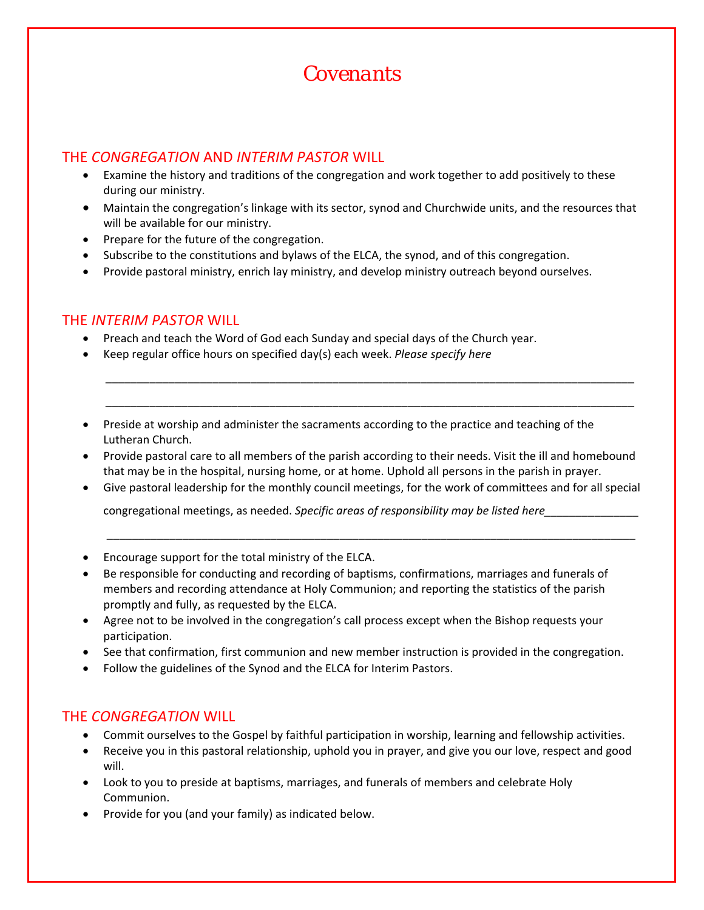# Covenants

## THE *CONGREGATION* AND *INTERIM PASTOR* WILL

- Examine the history and traditions of the congregation and work together to add positively to these during our ministry.
- Maintain the congregation's linkage with its sector, synod and Churchwide units, and the resources that will be available for our ministry.
- Prepare for the future of the congregation.
- Subscribe to the constitutions and bylaws of the ELCA, the synod, and of this congregation.
- Provide pastoral ministry, enrich lay ministry, and develop ministry outreach beyond ourselves.

## THE *INTERIM PASTOR* WILL

- Preach and teach the Word of God each Sunday and special days of the Church year.
- Keep regular office hours on specified day(s) each week. *Please specify here*

  ______________________________________________________________________________________

  ______________________________________________________________________________________

- Preside at worship and administer the sacraments according to the practice and teaching of the Lutheran Church.
- Provide pastoral care to all members of the parish according to their needs. Visit the ill and homebound that may be in the hospital, nursing home, or at home. Uphold all persons in the parish in prayer.
- Give pastoral leadership for the monthly council meetings, for the work of committees and for all special congregational meetings, as needed. *Specific areas of responsibility may be listed here*_______________

  ______________________________________________________________________________________

- Encourage support for the total ministry of the ELCA.
- Be responsible for conducting and recording of baptisms, confirmations, marriages and funerals of members and recording attendance at Holy Communion; and reporting the statistics of the parish promptly and fully, as requested by the ELCA.
- Agree not to be involved in the congregation's call process except when the Bishop requests your participation.
- See that confirmation, first communion and new member instruction is provided in the congregation.
- Follow the guidelines of the Synod and the ELCA for Interim Pastors.

## THE *CONGREGATION* WILL

- Commit ourselves to the Gospel by faithful participation in worship, learning and fellowship activities.
- Receive you in this pastoral relationship, uphold you in prayer, and give you our love, respect and good will.
- Look to you to preside at baptisms, marriages, and funerals of members and celebrate Holy Communion.
- Provide for you (and your family) as indicated below.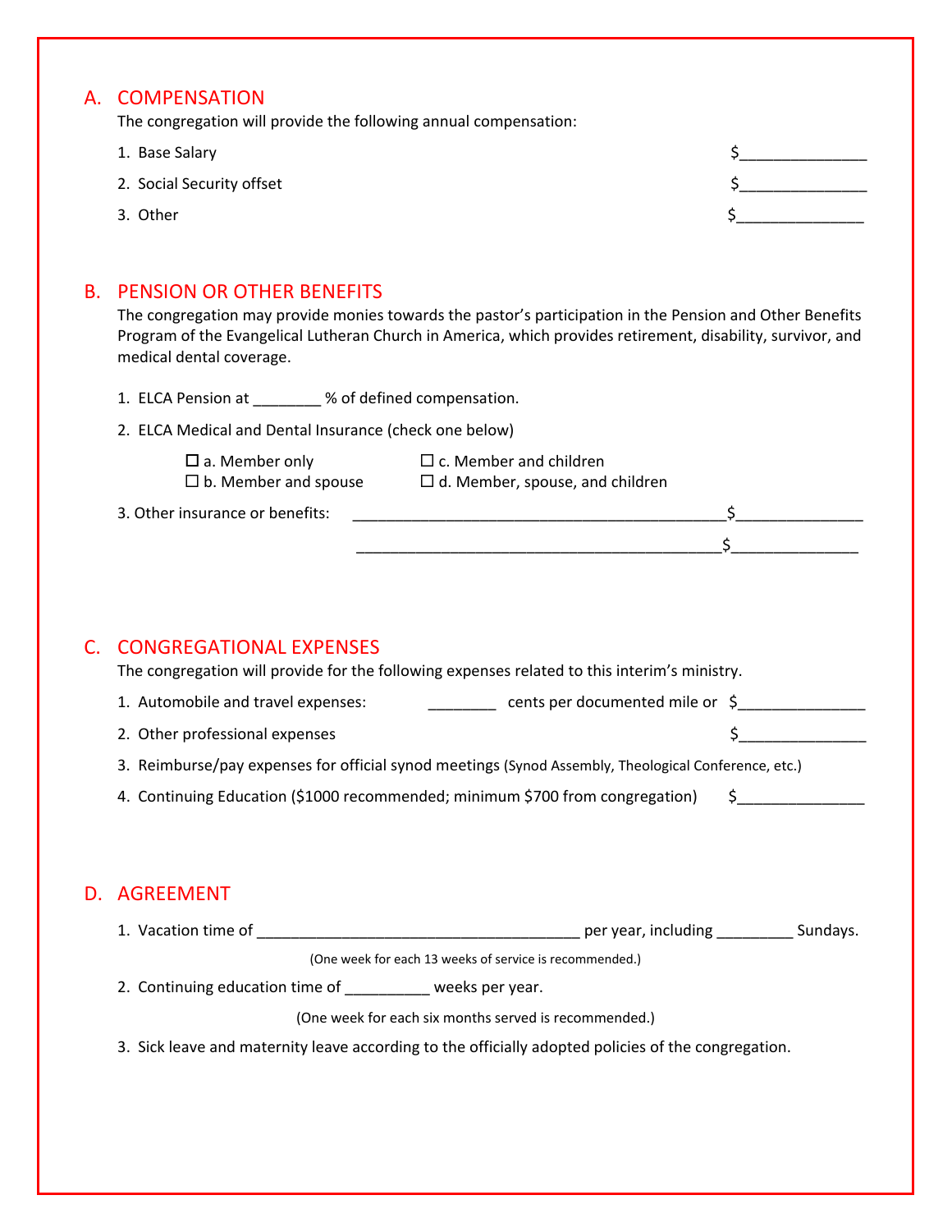## A. COMPENSATION

The congregation will provide the following annual compensation:

1. Base Salary $_______________
2. Social Security offset $_______________
3. Other $_______________

## B. PENSION OR OTHER BENEFITS

The congregation may provide monies towards the pastor's participation in the Pension and Other Benefits Program of the Evangelical Lutheran Church in America, which provides retirement, disability, survivor, and medical dental coverage.

1. ELCA Pension at ________ % of defined compensation.
2. ELCA Medical and Dental Insurance (check one below)

   ☐ a. Member only
   ☐ b. Member and spouse
   ☐ c. Member and children
   ☐ d. Member, spouse, and children

3. Other insurance or benefits: _____________________________________________$_______________

   _____________________________________________$_______________

## C. CONGREGATIONAL EXPENSES

The congregation will provide for the following expenses related to this interim's ministry.

1. Automobile and travel expenses: ________ cents per documented mile or $_______________
2. Other professional expenses $_______________
3. Reimburse/pay expenses for official synod meetings (Synod Assembly, Theological Conference, etc.)
4. Continuing Education ($1000 recommended; minimum $700 from congregation) $_______________

## D. AGREEMENT

1. Vacation time of _______________________________________ per year, including _________ Sundays.

   (One week for each 13 weeks of service is recommended.)

2. Continuing education time of __________ weeks per year.

   (One week for each six months served is recommended.)

3. Sick leave and maternity leave according to the officially adopted policies of the congregation.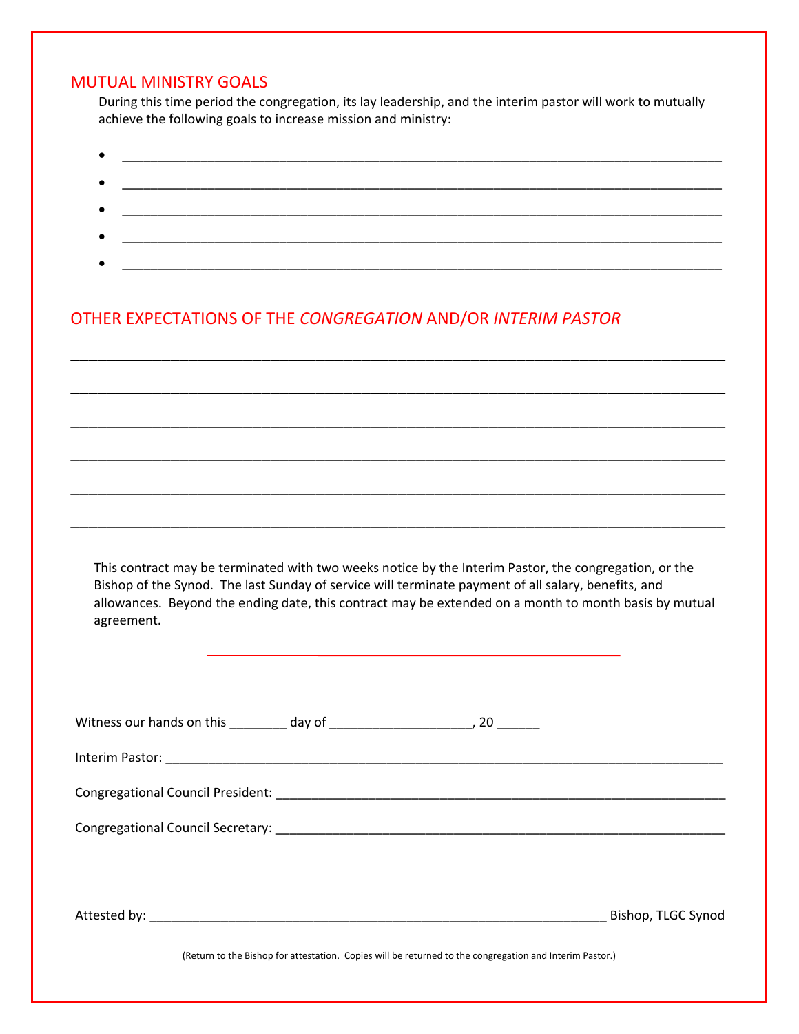## MUTUAL MINISTRY GOALS

During this time period the congregation, its lay leadership, and the interim pastor will work to mutually achieve the following goals to increase mission and ministry:

- ________________________________________________________________________________
- ________________________________________________________________________________
- ________________________________________________________________________________
- ________________________________________________________________________________
- ________________________________________________________________________________

## OTHER EXPECTATIONS OF THE *CONGREGATION* AND/OR *INTERIM PASTOR*

________________________________________________________________________________

________________________________________________________________________________

________________________________________________________________________________

________________________________________________________________________________

________________________________________________________________________________

________________________________________________________________________________

This contract may be terminated with two weeks notice by the Interim Pastor, the congregation, or the Bishop of the Synod. The last Sunday of service will terminate payment of all salary, benefits, and allowances. Beyond the ending date, this contract may be extended on a month to month basis by mutual agreement.

---

Witness our hands on this ________ day of ____________________, 20 ______

Interim Pastor: ________________________________________________________________________________

Congregational Council President: ________________________________________________________________

Congregational Council Secretary: ________________________________________________________________

Attested by: ____________________________________________________________________ Bishop, TLGC Synod

(Return to the Bishop for attestation. Copies will be returned to the congregation and Interim Pastor.)